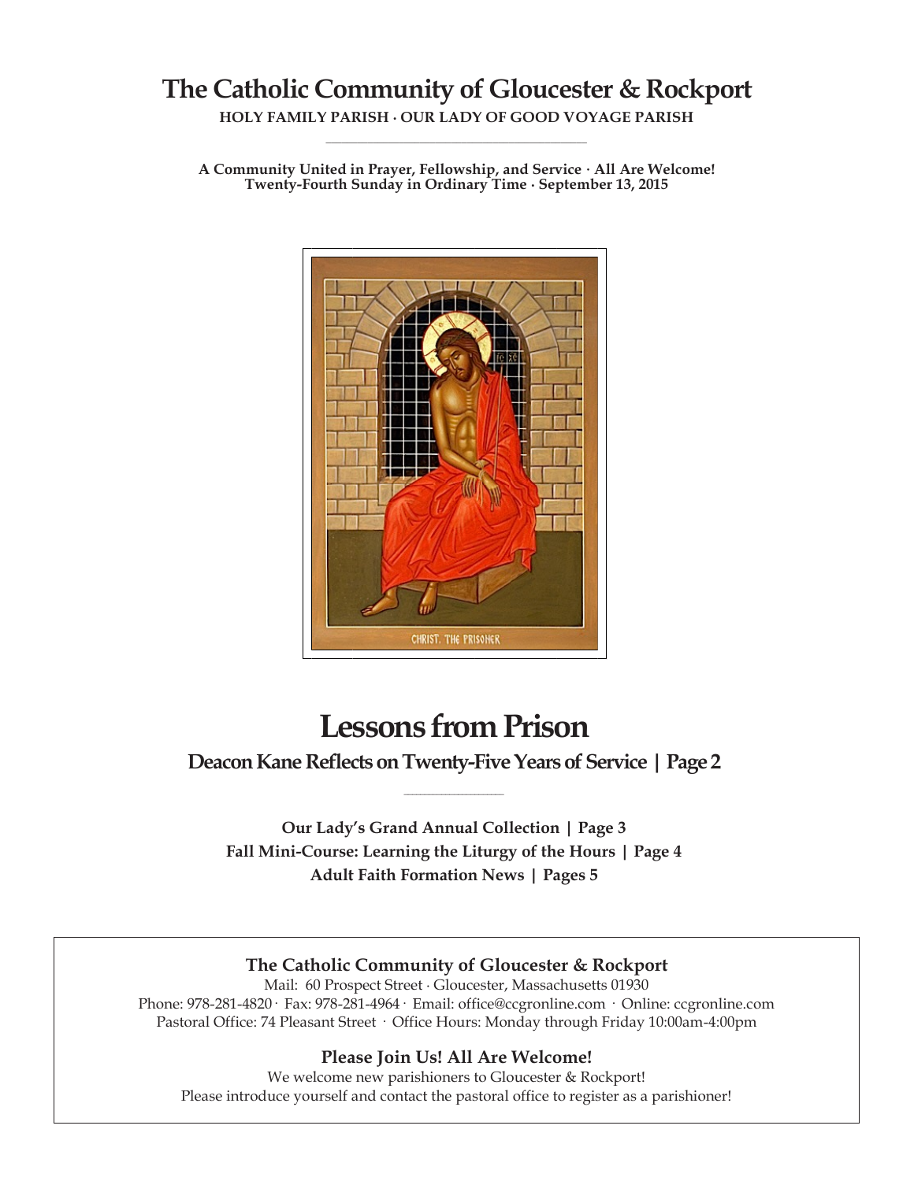# The Catholic Community of Gloucester & Rockport

**HOLY FAMILY PARISH · OUR LADY OF GOOD VOYAGE PARISH**

---

**A Community United in Prayer, Fellowship, and Service · All Are Welcome!**
**Twenty-Fourth Sunday in Ordinary Time · September 13, 2015**

CHRIST, THE PRISONER

# Lessons from Prison

## Deacon Kane Reflects on Twenty-Five Years of Service | Page 2

---

**Our Lady's Grand Annual Collection | Page 3**
**Fall Mini-Course: Learning the Liturgy of the Hours | Page 4**
**Adult Faith Formation News | Pages 5**

### The Catholic Community of Gloucester & Rockport

Mail: 60 Prospect Street · Gloucester, Massachusetts 01930
Phone: 978-281-4820 · Fax: 978-281-4964 · Email: office@ccgronline.com · Online: ccgronline.com
Pastoral Office: 74 Pleasant Street · Office Hours: Monday through Friday 10:00am-4:00pm

### Please Join Us! All Are Welcome!

We welcome new parishioners to Gloucester & Rockport!
Please introduce yourself and contact the pastoral office to register as a parishioner!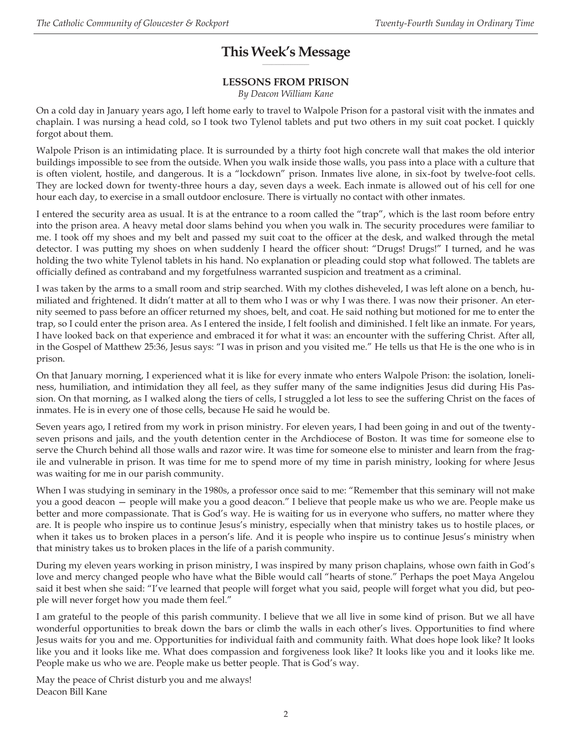# This Week's Message

## LESSONS FROM PRISON

*By Deacon William Kane*

On a cold day in January years ago, I left home early to travel to Walpole Prison for a pastoral visit with the inmates and chaplain. I was nursing a head cold, so I took two Tylenol tablets and put two others in my suit coat pocket. I quickly forgot about them.

Walpole Prison is an intimidating place. It is surrounded by a thirty foot high concrete wall that makes the old interior buildings impossible to see from the outside. When you walk inside those walls, you pass into a place with a culture that is often violent, hostile, and dangerous. It is a "lockdown" prison. Inmates live alone, in six-foot by twelve-foot cells. They are locked down for twenty-three hours a day, seven days a week. Each inmate is allowed out of his cell for one hour each day, to exercise in a small outdoor enclosure. There is virtually no contact with other inmates.

I entered the security area as usual. It is at the entrance to a room called the "trap", which is the last room before entry into the prison area. A heavy metal door slams behind you when you walk in. The security procedures were familiar to me. I took off my shoes and my belt and passed my suit coat to the officer at the desk, and walked through the metal detector. I was putting my shoes on when suddenly I heard the officer shout: "Drugs! Drugs!" I turned, and he was holding the two white Tylenol tablets in his hand. No explanation or pleading could stop what followed. The tablets are officially defined as contraband and my forgetfulness warranted suspicion and treatment as a criminal.

I was taken by the arms to a small room and strip searched. With my clothes disheveled, I was left alone on a bench, humiliated and frightened. It didn't matter at all to them who I was or why I was there. I was now their prisoner. An eternity seemed to pass before an officer returned my shoes, belt, and coat. He said nothing but motioned for me to enter the trap, so I could enter the prison area. As I entered the inside, I felt foolish and diminished. I felt like an inmate. For years, I have looked back on that experience and embraced it for what it was: an encounter with the suffering Christ. After all, in the Gospel of Matthew 25:36, Jesus says: "I was in prison and you visited me." He tells us that He is the one who is in prison.

On that January morning, I experienced what it is like for every inmate who enters Walpole Prison: the isolation, loneliness, humiliation, and intimidation they all feel, as they suffer many of the same indignities Jesus did during His Passion. On that morning, as I walked along the tiers of cells, I struggled a lot less to see the suffering Christ on the faces of inmates. He is in every one of those cells, because He said he would be.

Seven years ago, I retired from my work in prison ministry. For eleven years, I had been going in and out of the twenty-seven prisons and jails, and the youth detention center in the Archdiocese of Boston. It was time for someone else to serve the Church behind all those walls and razor wire. It was time for someone else to minister and learn from the fragile and vulnerable in prison. It was time for me to spend more of my time in parish ministry, looking for where Jesus was waiting for me in our parish community.

When I was studying in seminary in the 1980s, a professor once said to me: "Remember that this seminary will not make you a good deacon — people will make you a good deacon." I believe that people make us who we are. People make us better and more compassionate. That is God's way. He is waiting for us in everyone who suffers, no matter where they are. It is people who inspire us to continue Jesus's ministry, especially when that ministry takes us to hostile places, or when it takes us to broken places in a person's life. And it is people who inspire us to continue Jesus's ministry when that ministry takes us to broken places in the life of a parish community.

During my eleven years working in prison ministry, I was inspired by many prison chaplains, whose own faith in God's love and mercy changed people who have what the Bible would call "hearts of stone." Perhaps the poet Maya Angelou said it best when she said: "I've learned that people will forget what you said, people will forget what you did, but people will never forget how you made them feel."

I am grateful to the people of this parish community. I believe that we all live in some kind of prison. But we all have wonderful opportunities to break down the bars or climb the walls in each other's lives. Opportunities to find where Jesus waits for you and me. Opportunities for individual faith and community faith. What does hope look like? It looks like you and it looks like me. What does compassion and forgiveness look like? It looks like you and it looks like me. People make us who we are. People make us better people. That is God's way.

May the peace of Christ disturb you and me always!
Deacon Bill Kane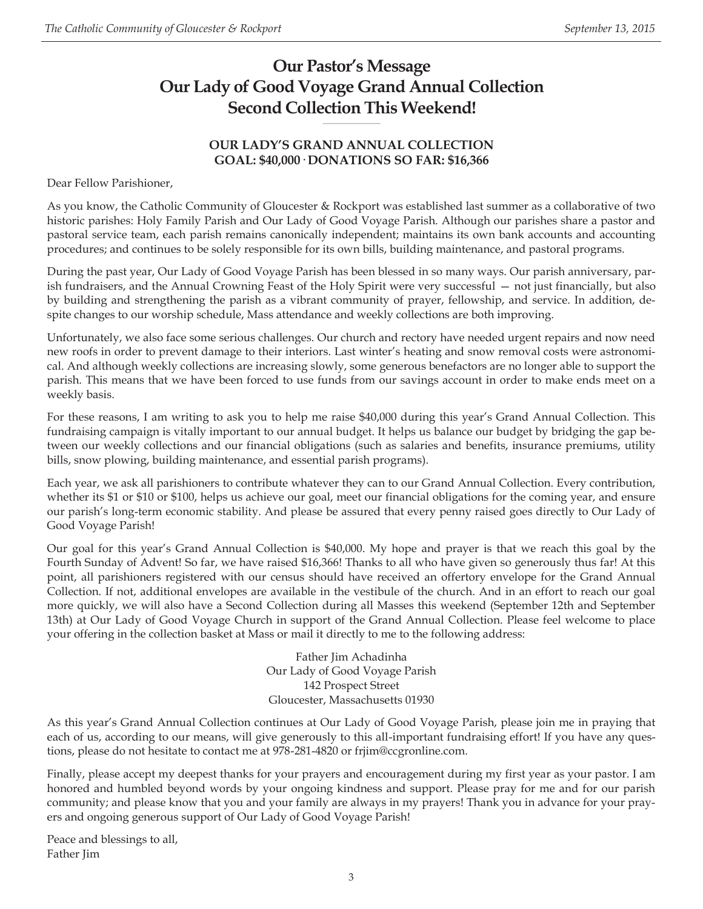# Our Pastor's Message
# Our Lady of Good Voyage Grand Annual Collection
# Second Collection This Weekend!

**OUR LADY'S GRAND ANNUAL COLLECTION**
**GOAL: $40,000 · DONATIONS SO FAR: $16,366**

Dear Fellow Parishioner,

As you know, the Catholic Community of Gloucester & Rockport was established last summer as a collaborative of two historic parishes: Holy Family Parish and Our Lady of Good Voyage Parish. Although our parishes share a pastor and pastoral service team, each parish remains canonically independent; maintains its own bank accounts and accounting procedures; and continues to be solely responsible for its own bills, building maintenance, and pastoral programs.

During the past year, Our Lady of Good Voyage Parish has been blessed in so many ways. Our parish anniversary, parish fundraisers, and the Annual Crowning Feast of the Holy Spirit were very successful — not just financially, but also by building and strengthening the parish as a vibrant community of prayer, fellowship, and service. In addition, despite changes to our worship schedule, Mass attendance and weekly collections are both improving.

Unfortunately, we also face some serious challenges. Our church and rectory have needed urgent repairs and now need new roofs in order to prevent damage to their interiors. Last winter's heating and snow removal costs were astronomical. And although weekly collections are increasing slowly, some generous benefactors are no longer able to support the parish. This means that we have been forced to use funds from our savings account in order to make ends meet on a weekly basis.

For these reasons, I am writing to ask you to help me raise $40,000 during this year's Grand Annual Collection. This fundraising campaign is vitally important to our annual budget. It helps us balance our budget by bridging the gap between our weekly collections and our financial obligations (such as salaries and benefits, insurance premiums, utility bills, snow plowing, building maintenance, and essential parish programs).

Each year, we ask all parishioners to contribute whatever they can to our Grand Annual Collection. Every contribution, whether its $1 or $10 or $100, helps us achieve our goal, meet our financial obligations for the coming year, and ensure our parish's long-term economic stability. And please be assured that every penny raised goes directly to Our Lady of Good Voyage Parish!

Our goal for this year's Grand Annual Collection is $40,000. My hope and prayer is that we reach this goal by the Fourth Sunday of Advent! So far, we have raised $16,366! Thanks to all who have given so generously thus far! At this point, all parishioners registered with our census should have received an offertory envelope for the Grand Annual Collection. If not, additional envelopes are available in the vestibule of the church. And in an effort to reach our goal more quickly, we will also have a Second Collection during all Masses this weekend (September 12th and September 13th) at Our Lady of Good Voyage Church in support of the Grand Annual Collection. Please feel welcome to place your offering in the collection basket at Mass or mail it directly to me to the following address:

Father Jim Achadinha
Our Lady of Good Voyage Parish
142 Prospect Street
Gloucester, Massachusetts 01930

As this year's Grand Annual Collection continues at Our Lady of Good Voyage Parish, please join me in praying that each of us, according to our means, will give generously to this all-important fundraising effort! If you have any questions, please do not hesitate to contact me at 978-281-4820 or frjim@ccgronline.com.

Finally, please accept my deepest thanks for your prayers and encouragement during my first year as your pastor. I am honored and humbled beyond words by your ongoing kindness and support. Please pray for me and for our parish community; and please know that you and your family are always in my prayers! Thank you in advance for your prayers and ongoing generous support of Our Lady of Good Voyage Parish!

Peace and blessings to all,
Father Jim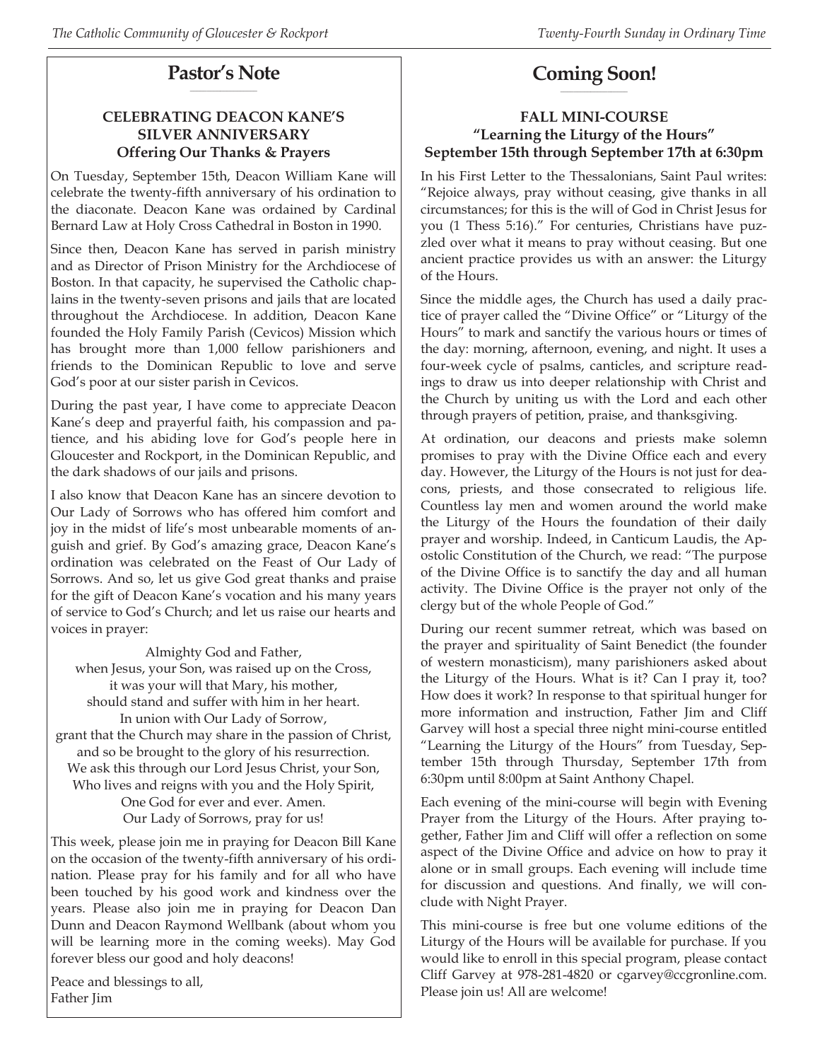## Pastor's Note

**CELEBRATING DEACON KANE'S SILVER ANNIVERSARY**
**Offering Our Thanks & Prayers**

On Tuesday, September 15th, Deacon William Kane will celebrate the twenty-fifth anniversary of his ordination to the diaconate. Deacon Kane was ordained by Cardinal Bernard Law at Holy Cross Cathedral in Boston in 1990.

Since then, Deacon Kane has served in parish ministry and as Director of Prison Ministry for the Archdiocese of Boston. In that capacity, he supervised the Catholic chaplains in the twenty-seven prisons and jails that are located throughout the Archdiocese. In addition, Deacon Kane founded the Holy Family Parish (Cevicos) Mission which has brought more than 1,000 fellow parishioners and friends to the Dominican Republic to love and serve God's poor at our sister parish in Cevicos.

During the past year, I have come to appreciate Deacon Kane's deep and prayerful faith, his compassion and patience, and his abiding love for God's people here in Gloucester and Rockport, in the Dominican Republic, and the dark shadows of our jails and prisons.

I also know that Deacon Kane has an sincere devotion to Our Lady of Sorrows who has offered him comfort and joy in the midst of life's most unbearable moments of anguish and grief. By God's amazing grace, Deacon Kane's ordination was celebrated on the Feast of Our Lady of Sorrows. And so, let us give God great thanks and praise for the gift of Deacon Kane's vocation and his many years of service to God's Church; and let us raise our hearts and voices in prayer:

Almighty God and Father,
when Jesus, your Son, was raised up on the Cross,
it was your will that Mary, his mother,
should stand and suffer with him in her heart.
In union with Our Lady of Sorrow,
grant that the Church may share in the passion of Christ,
and so be brought to the glory of his resurrection.
We ask this through our Lord Jesus Christ, your Son,
Who lives and reigns with you and the Holy Spirit,
One God for ever and ever. Amen.
Our Lady of Sorrows, pray for us!

This week, please join me in praying for Deacon Bill Kane on the occasion of the twenty-fifth anniversary of his ordination. Please pray for his family and for all who have been touched by his good work and kindness over the years. Please also join me in praying for Deacon Dan Dunn and Deacon Raymond Wellbank (about whom you will be learning more in the coming weeks). May God forever bless our good and holy deacons!

Peace and blessings to all,
Father Jim

## Coming Soon!

**FALL MINI-COURSE**
**"Learning the Liturgy of the Hours"**
**September 15th through September 17th at 6:30pm**

In his First Letter to the Thessalonians, Saint Paul writes: "Rejoice always, pray without ceasing, give thanks in all circumstances; for this is the will of God in Christ Jesus for you (1 Thess 5:16)." For centuries, Christians have puzzled over what it means to pray without ceasing. But one ancient practice provides us with an answer: the Liturgy of the Hours.

Since the middle ages, the Church has used a daily practice of prayer called the "Divine Office" or "Liturgy of the Hours" to mark and sanctify the various hours or times of the day: morning, afternoon, evening, and night. It uses a four-week cycle of psalms, canticles, and scripture readings to draw us into deeper relationship with Christ and the Church by uniting us with the Lord and each other through prayers of petition, praise, and thanksgiving.

At ordination, our deacons and priests make solemn promises to pray with the Divine Office each and every day. However, the Liturgy of the Hours is not just for deacons, priests, and those consecrated to religious life. Countless lay men and women around the world make the Liturgy of the Hours the foundation of their daily prayer and worship. Indeed, in Canticum Laudis, the Apostolic Constitution of the Church, we read: "The purpose of the Divine Office is to sanctify the day and all human activity. The Divine Office is the prayer not only of the clergy but of the whole People of God."

During our recent summer retreat, which was based on the prayer and spirituality of Saint Benedict (the founder of western monasticism), many parishioners asked about the Liturgy of the Hours. What is it? Can I pray it, too? How does it work? In response to that spiritual hunger for more information and instruction, Father Jim and Cliff Garvey will host a special three night mini-course entitled "Learning the Liturgy of the Hours" from Tuesday, September 15th through Thursday, September 17th from 6:30pm until 8:00pm at Saint Anthony Chapel.

Each evening of the mini-course will begin with Evening Prayer from the Liturgy of the Hours. After praying together, Father Jim and Cliff will offer a reflection on some aspect of the Divine Office and advice on how to pray it alone or in small groups. Each evening will include time for discussion and questions. And finally, we will conclude with Night Prayer.

This mini-course is free but one volume editions of the Liturgy of the Hours will be available for purchase. If you would like to enroll in this special program, please contact Cliff Garvey at 978-281-4820 or cgarvey@ccgronline.com. Please join us! All are welcome!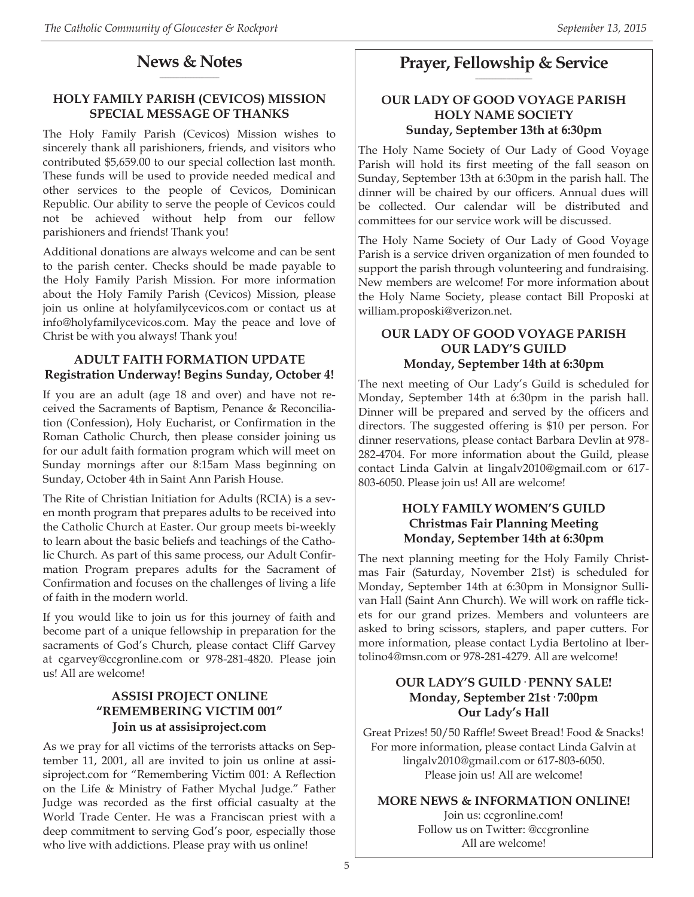## News & Notes

### HOLY FAMILY PARISH (CEVICOS) MISSION SPECIAL MESSAGE OF THANKS

The Holy Family Parish (Cevicos) Mission wishes to sincerely thank all parishioners, friends, and visitors who contributed $5,659.00 to our special collection last month. These funds will be used to provide needed medical and other services to the people of Cevicos, Dominican Republic. Our ability to serve the people of Cevicos could not be achieved without help from our fellow parishioners and friends! Thank you!

Additional donations are always welcome and can be sent to the parish center. Checks should be made payable to the Holy Family Parish Mission. For more information about the Holy Family Parish (Cevicos) Mission, please join us online at holyfamilycevicos.com or contact us at info@holyfamilycevicos.com. May the peace and love of Christ be with you always! Thank you!

### ADULT FAITH FORMATION UPDATE
**Registration Underway! Begins Sunday, October 4!**

If you are an adult (age 18 and over) and have not received the Sacraments of Baptism, Penance & Reconciliation (Confession), Holy Eucharist, or Confirmation in the Roman Catholic Church, then please consider joining us for our adult faith formation program which will meet on Sunday mornings after our 8:15am Mass beginning on Sunday, October 4th in Saint Ann Parish House.

The Rite of Christian Initiation for Adults (RCIA) is a seven month program that prepares adults to be received into the Catholic Church at Easter. Our group meets bi-weekly to learn about the basic beliefs and teachings of the Catholic Church. As part of this same process, our Adult Confirmation Program prepares adults for the Sacrament of Confirmation and focuses on the challenges of living a life of faith in the modern world.

If you would like to join us for this journey of faith and become part of a unique fellowship in preparation for the sacraments of God's Church, please contact Cliff Garvey at cgarvey@ccgronline.com or 978-281-4820. Please join us! All are welcome!

### ASSISI PROJECT ONLINE "REMEMBERING VICTIM 001"
**Join us at assisiproject.com**

As we pray for all victims of the terrorists attacks on September 11, 2001, all are invited to join us online at assisiproject.com for "Remembering Victim 001: A Reflection on the Life & Ministry of Father Mychal Judge." Father Judge was recorded as the first official casualty at the World Trade Center. He was a Franciscan priest with a deep commitment to serving God's poor, especially those who live with addictions. Please pray with us online!

## Prayer, Fellowship & Service

### OUR LADY OF GOOD VOYAGE PARISH HOLY NAME SOCIETY
**Sunday, September 13th at 6:30pm**

The Holy Name Society of Our Lady of Good Voyage Parish will hold its first meeting of the fall season on Sunday, September 13th at 6:30pm in the parish hall. The dinner will be chaired by our officers. Annual dues will be collected. Our calendar will be distributed and committees for our service work will be discussed.

The Holy Name Society of Our Lady of Good Voyage Parish is a service driven organization of men founded to support the parish through volunteering and fundraising. New members are welcome! For more information about the Holy Name Society, please contact Bill Proposki at william.proposki@verizon.net.

### OUR LADY OF GOOD VOYAGE PARISH OUR LADY'S GUILD
**Monday, September 14th at 6:30pm**

The next meeting of Our Lady's Guild is scheduled for Monday, September 14th at 6:30pm in the parish hall. Dinner will be prepared and served by the officers and directors. The suggested offering is $10 per person. For dinner reservations, please contact Barbara Devlin at 978-282-4704. For more information about the Guild, please contact Linda Galvin at lingalv2010@gmail.com or 617-803-6050. Please join us! All are welcome!

### HOLY FAMILY WOMEN'S GUILD Christmas Fair Planning Meeting
**Monday, September 14th at 6:30pm**

The next planning meeting for the Holy Family Christmas Fair (Saturday, November 21st) is scheduled for Monday, September 14th at 6:30pm in Monsignor Sullivan Hall (Saint Ann Church). We will work on raffle tickets for our grand prizes. Members and volunteers are asked to bring scissors, staplers, and paper cutters. For more information, please contact Lydia Bertolino at lbertolino4@msn.com or 978-281-4279. All are welcome!

### OUR LADY'S GUILD · PENNY SALE!
**Monday, September 21st · 7:00pm**
**Our Lady's Hall**

Great Prizes! 50/50 Raffle! Sweet Bread! Food & Snacks!
For more information, please contact Linda Galvin at lingalv2010@gmail.com or 617-803-6050.
Please join us! All are welcome!

### MORE NEWS & INFORMATION ONLINE!

Join us: ccgronline.com!
Follow us on Twitter: @ccgronline
All are welcome!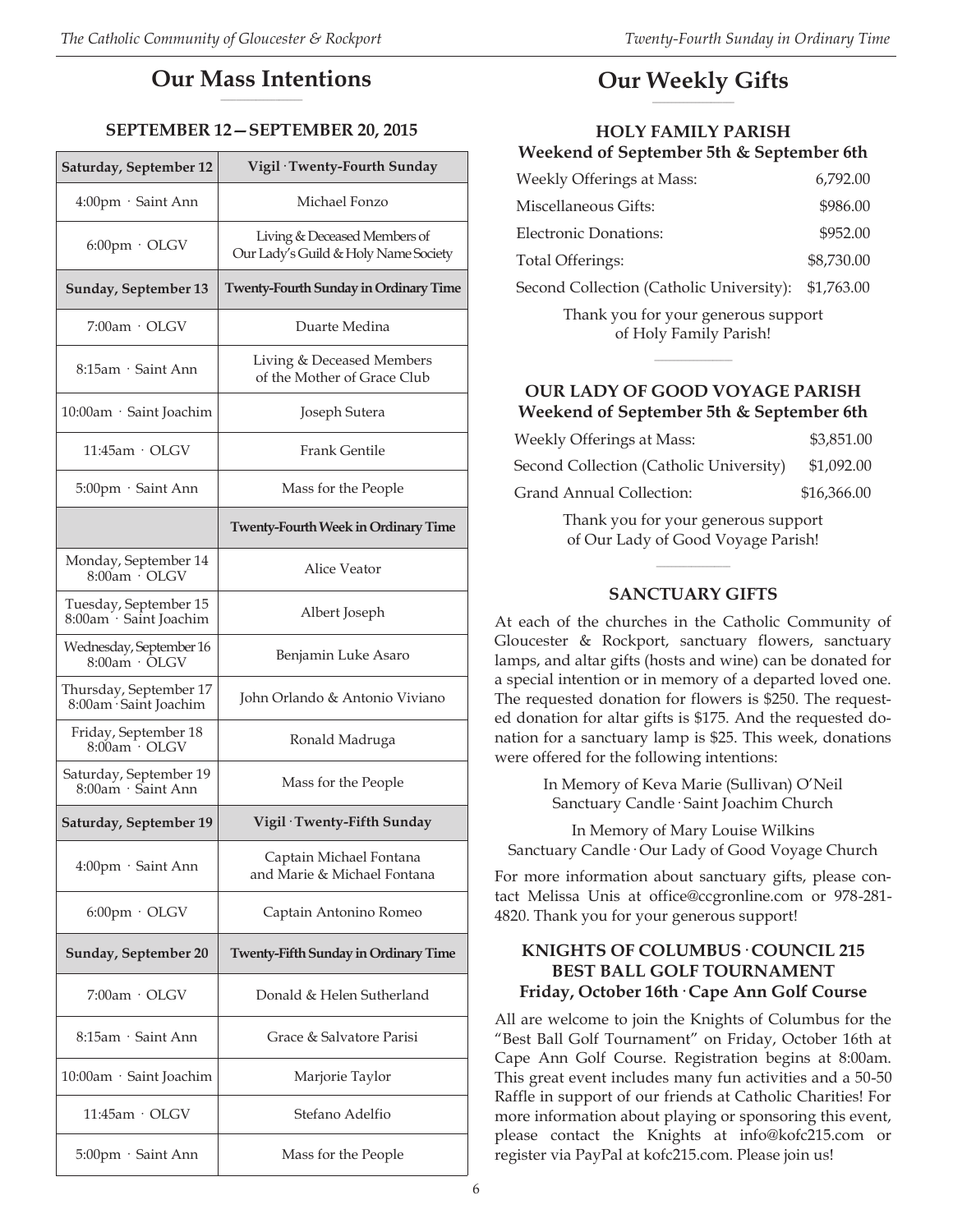## Our Mass Intentions

### SEPTEMBER 12—SEPTEMBER 20, 2015

| Saturday, September 12 | Vigil · Twenty-Fourth Sunday |
|---|---|
| 4:00pm · Saint Ann | Michael Fonzo |
| 6:00pm · OLGV | Living & Deceased Members of Our Lady's Guild & Holy Name Society |
| **Sunday, September 13** | **Twenty-Fourth Sunday in Ordinary Time** |
| 7:00am · OLGV | Duarte Medina |
| 8:15am · Saint Ann | Living & Deceased Members of the Mother of Grace Club |
| 10:00am · Saint Joachim | Joseph Sutera |
| 11:45am · OLGV | Frank Gentile |
| 5:00pm · Saint Ann | Mass for the People |
| | **Twenty-Fourth Week in Ordinary Time** |
| Monday, September 14 8:00am · OLGV | Alice Veator |
| Tuesday, September 15 8:00am · Saint Joachim | Albert Joseph |
| Wednesday, September 16 8:00am · OLGV | Benjamin Luke Asaro |
| Thursday, September 17 8:00am · Saint Joachim | John Orlando & Antonio Viviano |
| Friday, September 18 8:00am · OLGV | Ronald Madruga |
| Saturday, September 19 8:00am · Saint Ann | Mass for the People |
| **Saturday, September 19** | **Vigil · Twenty-Fifth Sunday** |
| 4:00pm · Saint Ann | Captain Michael Fontana and Marie & Michael Fontana |
| 6:00pm · OLGV | Captain Antonino Romeo |
| **Sunday, September 20** | **Twenty-Fifth Sunday in Ordinary Time** |
| 7:00am · OLGV | Donald & Helen Sutherland |
| 8:15am · Saint Ann | Grace & Salvatore Parisi |
| 10:00am · Saint Joachim | Marjorie Taylor |
| 11:45am · OLGV | Stefano Adelfio |
| 5:00pm · Saint Ann | Mass for the People |

## Our Weekly Gifts

### HOLY FAMILY PARISH
**Weekend of September 5th & September 6th**

| | |
|---|---|
| Weekly Offerings at Mass: | 6,792.00 |
| Miscellaneous Gifts: | $986.00 |
| Electronic Donations: | $952.00 |
| Total Offerings: | $8,730.00 |
| Second Collection (Catholic University): | $1,763.00 |

Thank you for your generous support of Holy Family Parish!

### OUR LADY OF GOOD VOYAGE PARISH
**Weekend of September 5th & September 6th**

| | |
|---|---|
| Weekly Offerings at Mass: | $3,851.00 |
| Second Collection (Catholic University) | $1,092.00 |
| Grand Annual Collection: | $16,366.00 |

Thank you for your generous support of Our Lady of Good Voyage Parish!

### SANCTUARY GIFTS

At each of the churches in the Catholic Community of Gloucester & Rockport, sanctuary flowers, sanctuary lamps, and altar gifts (hosts and wine) can be donated for a special intention or in memory of a departed loved one. The requested donation for flowers is $250. The requested donation for altar gifts is $175. And the requested donation for a sanctuary lamp is $25. This week, donations were offered for the following intentions:

In Memory of Keva Marie (Sullivan) O'Neil
Sanctuary Candle · Saint Joachim Church

In Memory of Mary Louise Wilkins
Sanctuary Candle · Our Lady of Good Voyage Church

For more information about sanctuary gifts, please contact Melissa Unis at office@ccgronline.com or 978-281-4820. Thank you for your generous support!

### KNIGHTS OF COLUMBUS · COUNCIL 215 BEST BALL GOLF TOURNAMENT
**Friday, October 16th · Cape Ann Golf Course**

All are welcome to join the Knights of Columbus for the "Best Ball Golf Tournament" on Friday, October 16th at Cape Ann Golf Course. Registration begins at 8:00am. This great event includes many fun activities and a 50-50 Raffle in support of our friends at Catholic Charities! For more information about playing or sponsoring this event, please contact the Knights at info@kofc215.com or register via PayPal at kofc215.com. Please join us!